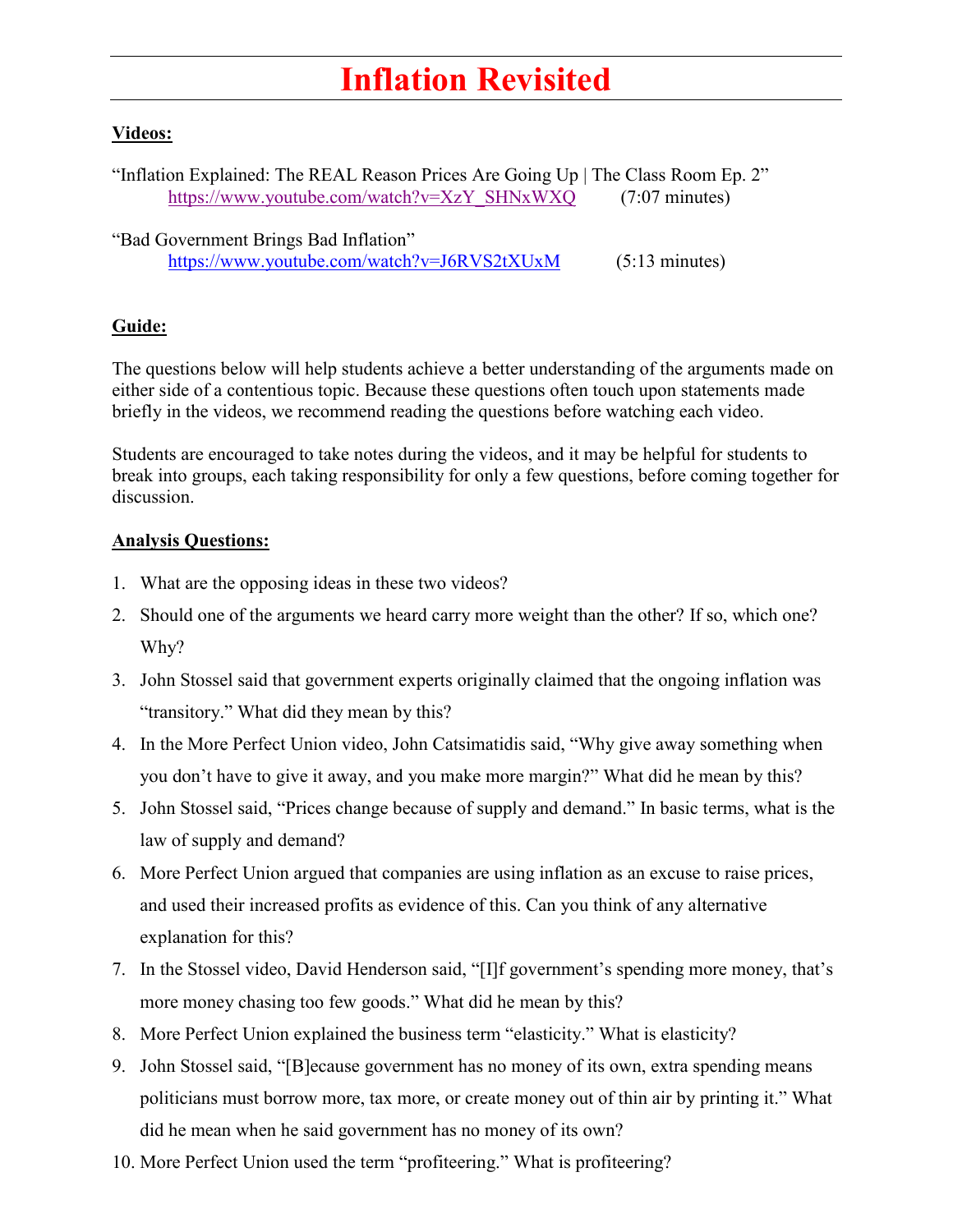# Inflation Revisited

**Videos:**

"Inflation Explained: The REAL Reason Prices Are Going Up | The Class Room Ep. 2"
https://www.youtube.com/watch?v=XzY_SHNxWXQ (7:07 minutes)

"Bad Government Brings Bad Inflation"
https://www.youtube.com/watch?v=J6RVS2tXUxM (5:13 minutes)

**Guide:**

The questions below will help students achieve a better understanding of the arguments made on either side of a contentious topic. Because these questions often touch upon statements made briefly in the videos, we recommend reading the questions before watching each video.

Students are encouraged to take notes during the videos, and it may be helpful for students to break into groups, each taking responsibility for only a few questions, before coming together for discussion.

**Analysis Questions:**

1. What are the opposing ideas in these two videos?
2. Should one of the arguments we heard carry more weight than the other? If so, which one? Why?
3. John Stossel said that government experts originally claimed that the ongoing inflation was "transitory." What did they mean by this?
4. In the More Perfect Union video, John Catsimatidis said, "Why give away something when you don't have to give it away, and you make more margin?" What did he mean by this?
5. John Stossel said, "Prices change because of supply and demand." In basic terms, what is the law of supply and demand?
6. More Perfect Union argued that companies are using inflation as an excuse to raise prices, and used their increased profits as evidence of this. Can you think of any alternative explanation for this?
7. In the Stossel video, David Henderson said, "[I]f government's spending more money, that's more money chasing too few goods." What did he mean by this?
8. More Perfect Union explained the business term "elasticity." What is elasticity?
9. John Stossel said, "[B]ecause government has no money of its own, extra spending means politicians must borrow more, tax more, or create money out of thin air by printing it." What did he mean when he said government has no money of its own?
10. More Perfect Union used the term "profiteering." What is profiteering?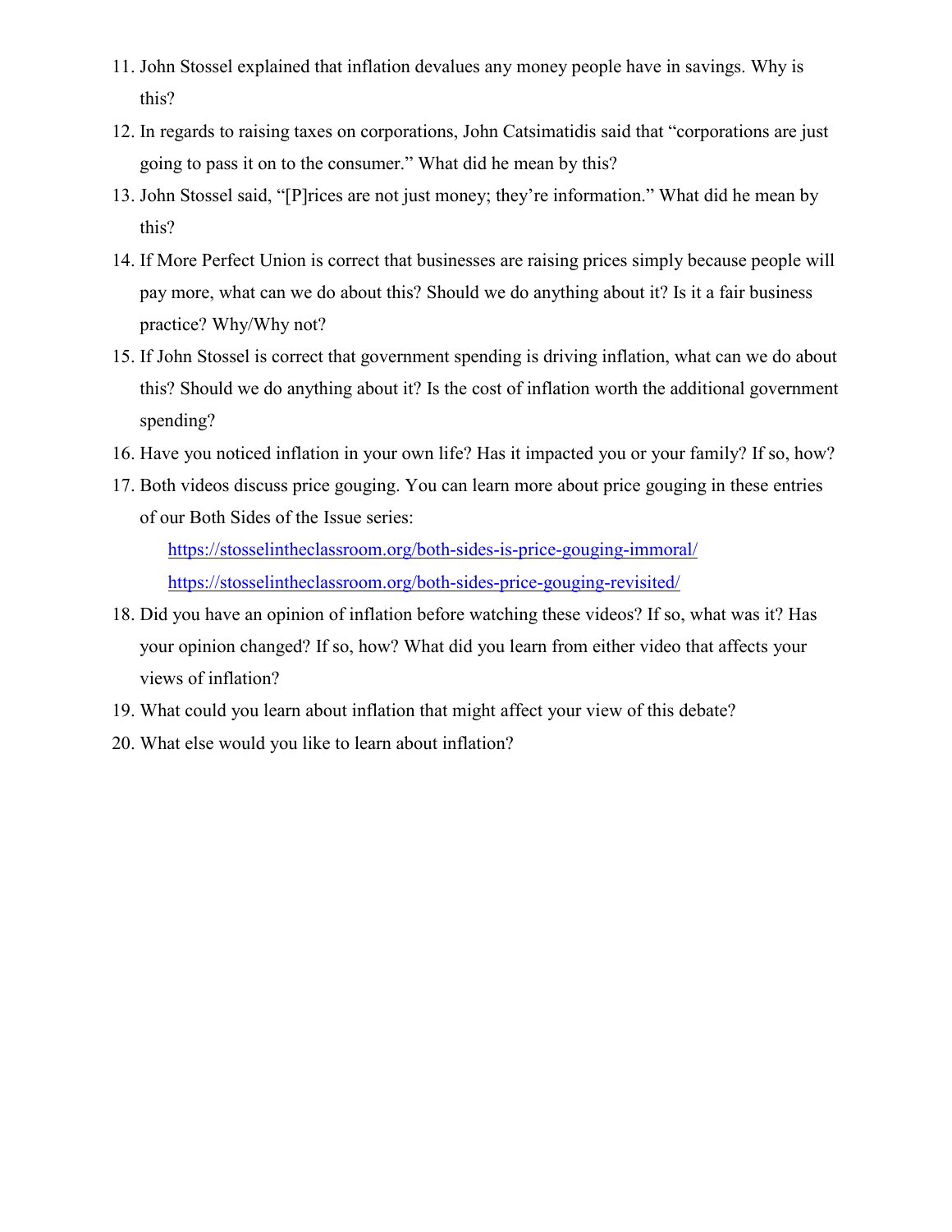11. John Stossel explained that inflation devalues any money people have in savings. Why is this?
12. In regards to raising taxes on corporations, John Catsimatidis said that "corporations are just going to pass it on to the consumer." What did he mean by this?
13. John Stossel said, "[P]rices are not just money; they're information." What did he mean by this?
14. If More Perfect Union is correct that businesses are raising prices simply because people will pay more, what can we do about this? Should we do anything about it? Is it a fair business practice? Why/Why not?
15. If John Stossel is correct that government spending is driving inflation, what can we do about this? Should we do anything about it? Is the cost of inflation worth the additional government spending?
16. Have you noticed inflation in your own life? Has it impacted you or your family? If so, how?
17. Both videos discuss price gouging. You can learn more about price gouging in these entries of our Both Sides of the Issue series:

    https://stosselintheclassroom.org/both-sides-is-price-gouging-immoral/

    https://stosselintheclassroom.org/both-sides-price-gouging-revisited/
18. Did you have an opinion of inflation before watching these videos? If so, what was it? Has your opinion changed? If so, how? What did you learn from either video that affects your views of inflation?
19. What could you learn about inflation that might affect your view of this debate?
20. What else would you like to learn about inflation?